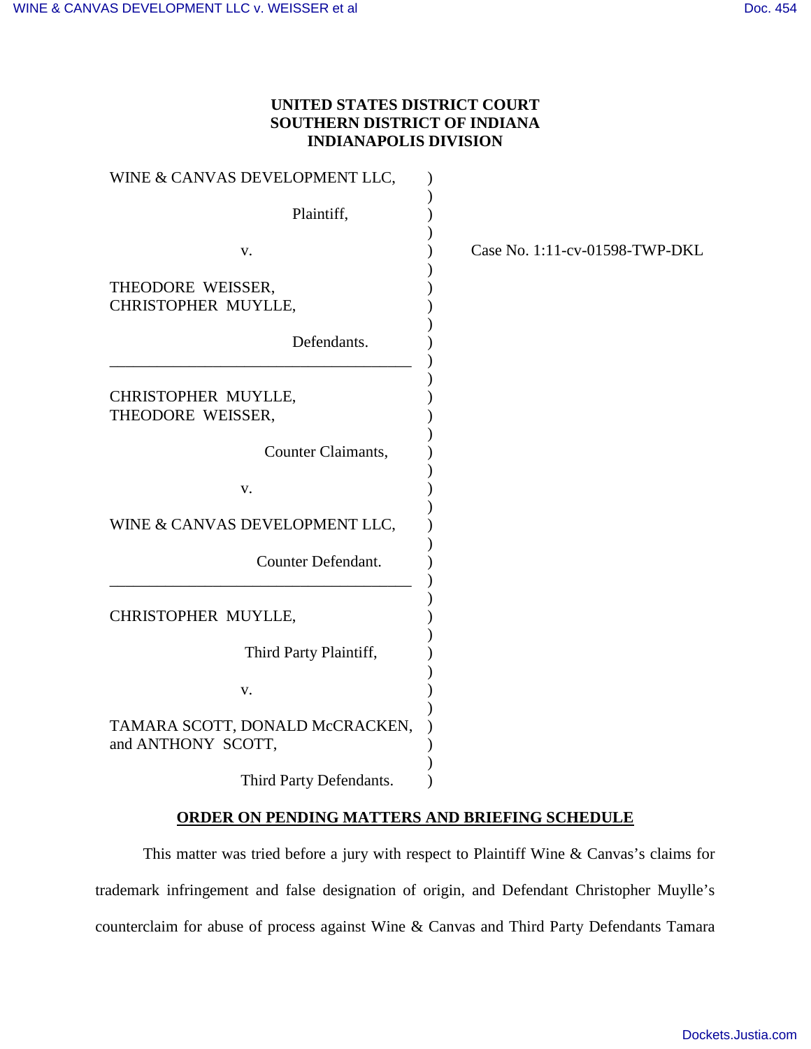**UNITED STATES DISTRICT COURT**
**SOUTHERN DISTRICT OF INDIANA**
**INDIANAPOLIS DIVISION**

WINE & CANVAS DEVELOPMENT LLC,

Plaintiff,

v.

THEODORE WEISSER,
CHRISTOPHER MUYLLE,

Defendants.

---

CHRISTOPHER MUYLLE,
THEODORE WEISSER,

Counter Claimants,

v.

WINE & CANVAS DEVELOPMENT LLC,

Counter Defendant.

---

CHRISTOPHER MUYLLE,

Third Party Plaintiff,

v.

TAMARA SCOTT, DONALD McCRACKEN,
and ANTHONY SCOTT,

Third Party Defendants.

Case No. 1:11-cv-01598-TWP-DKL

## ORDER ON PENDING MATTERS AND BRIEFING SCHEDULE

This matter was tried before a jury with respect to Plaintiff Wine & Canvas's claims for trademark infringement and false designation of origin, and Defendant Christopher Muylle's counterclaim for abuse of process against Wine & Canvas and Third Party Defendants Tamara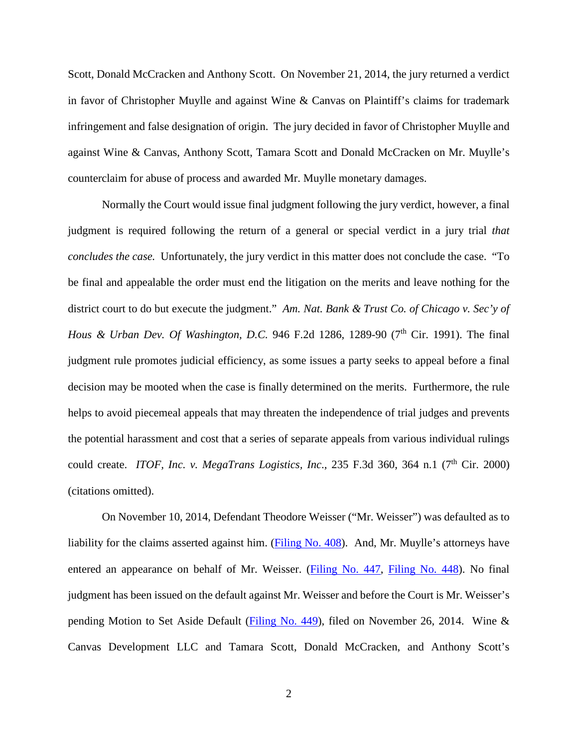Scott, Donald McCracken and Anthony Scott. On November 21, 2014, the jury returned a verdict in favor of Christopher Muylle and against Wine & Canvas on Plaintiff's claims for trademark infringement and false designation of origin. The jury decided in favor of Christopher Muylle and against Wine & Canvas, Anthony Scott, Tamara Scott and Donald McCracken on Mr. Muylle's counterclaim for abuse of process and awarded Mr. Muylle monetary damages.

Normally the Court would issue final judgment following the jury verdict, however, a final judgment is required following the return of a general or special verdict in a jury trial *that concludes the case.* Unfortunately, the jury verdict in this matter does not conclude the case. "To be final and appealable the order must end the litigation on the merits and leave nothing for the district court to do but execute the judgment." *Am. Nat. Bank & Trust Co. of Chicago v. Sec'y of Hous & Urban Dev. Of Washington, D.C.* 946 F.2d 1286, 1289-90 (7th Cir. 1991). The final judgment rule promotes judicial efficiency, as some issues a party seeks to appeal before a final decision may be mooted when the case is finally determined on the merits. Furthermore, the rule helps to avoid piecemeal appeals that may threaten the independence of trial judges and prevents the potential harassment and cost that a series of separate appeals from various individual rulings could create. *ITOF, Inc. v. MegaTrans Logistics, Inc.*, 235 F.3d 360, 364 n.1 (7th Cir. 2000) (citations omitted).

On November 10, 2014, Defendant Theodore Weisser ("Mr. Weisser") was defaulted as to liability for the claims asserted against him. (Filing No. 408). And, Mr. Muylle's attorneys have entered an appearance on behalf of Mr. Weisser. (Filing No. 447, Filing No. 448). No final judgment has been issued on the default against Mr. Weisser and before the Court is Mr. Weisser's pending Motion to Set Aside Default (Filing No. 449), filed on November 26, 2014. Wine & Canvas Development LLC and Tamara Scott, Donald McCracken, and Anthony Scott's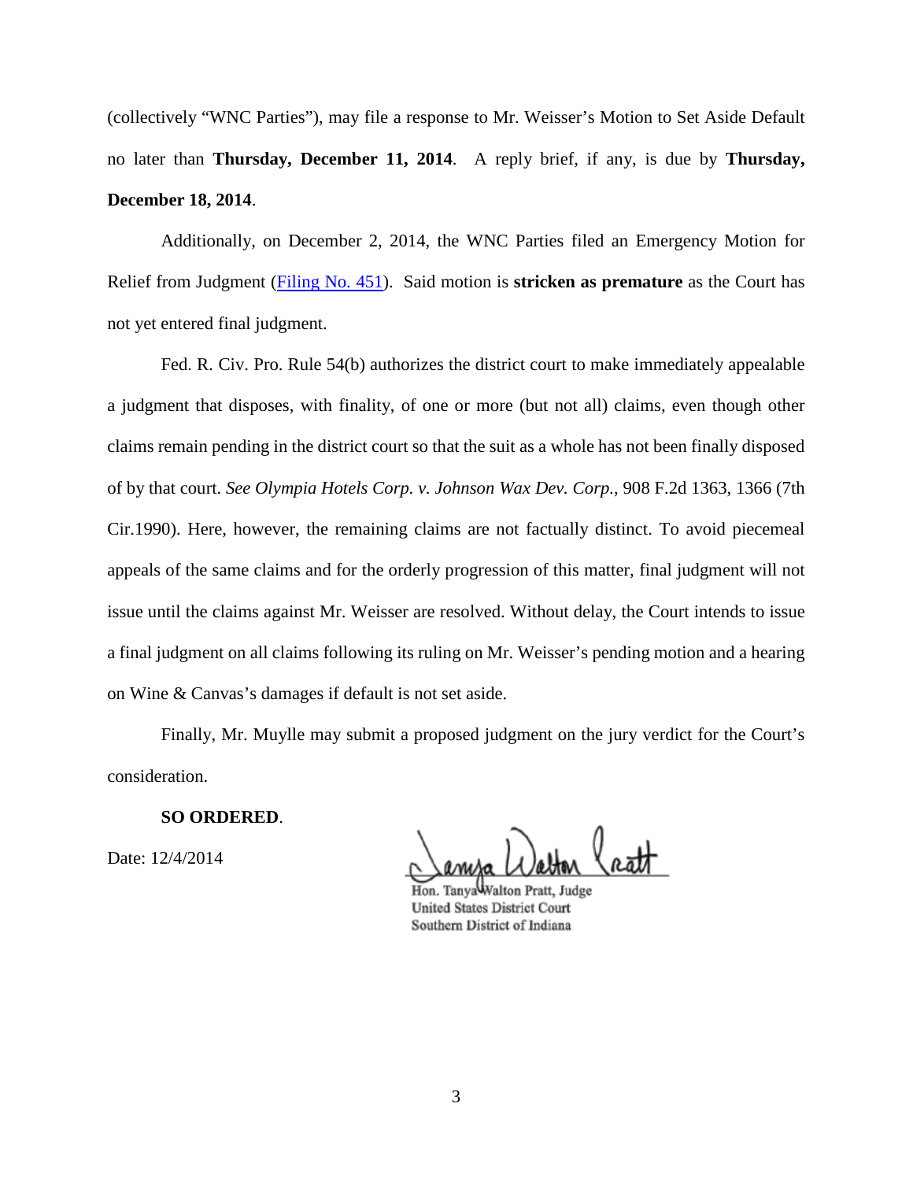(collectively "WNC Parties"), may file a response to Mr. Weisser's Motion to Set Aside Default no later than **Thursday, December 11, 2014**. A reply brief, if any, is due by **Thursday, December 18, 2014**.

Additionally, on December 2, 2014, the WNC Parties filed an Emergency Motion for Relief from Judgment (Filing No. 451). Said motion is **stricken as premature** as the Court has not yet entered final judgment.

Fed. R. Civ. Pro. Rule 54(b) authorizes the district court to make immediately appealable a judgment that disposes, with finality, of one or more (but not all) claims, even though other claims remain pending in the district court so that the suit as a whole has not been finally disposed of by that court. *See Olympia Hotels Corp. v. Johnson Wax Dev. Corp.*, 908 F.2d 1363, 1366 (7th Cir.1990). Here, however, the remaining claims are not factually distinct. To avoid piecemeal appeals of the same claims and for the orderly progression of this matter, final judgment will not issue until the claims against Mr. Weisser are resolved. Without delay, the Court intends to issue a final judgment on all claims following its ruling on Mr. Weisser's pending motion and a hearing on Wine & Canvas's damages if default is not set aside.

Finally, Mr. Muylle may submit a proposed judgment on the jury verdict for the Court's consideration.

**SO ORDERED**.

Date: 12/4/2014

Hon. Tanya Walton Pratt, Judge
United States District Court
Southern District of Indiana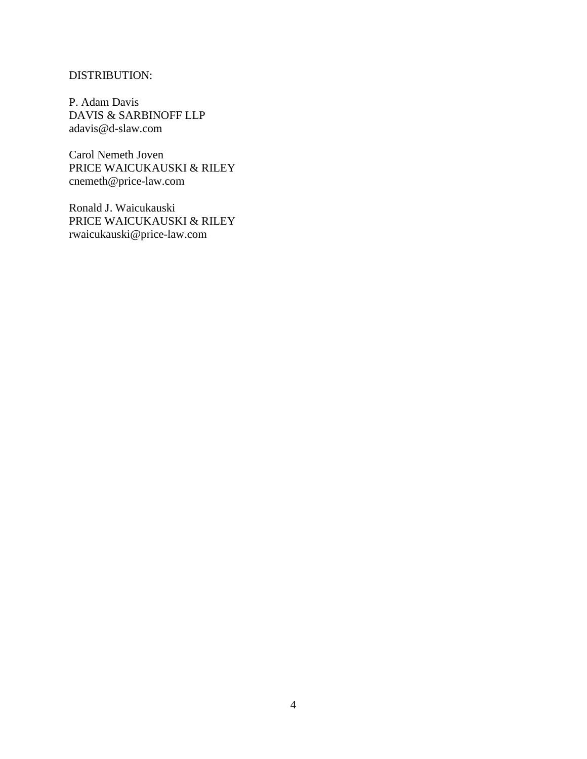DISTRIBUTION:

P. Adam Davis
DAVIS & SARBINOFF LLP
adavis@d-slaw.com

Carol Nemeth Joven
PRICE WAICUKAUSKI & RILEY
cnemeth@price-law.com

Ronald J. Waicukauski
PRICE WAICUKAUSKI & RILEY
rwaicukauski@price-law.com